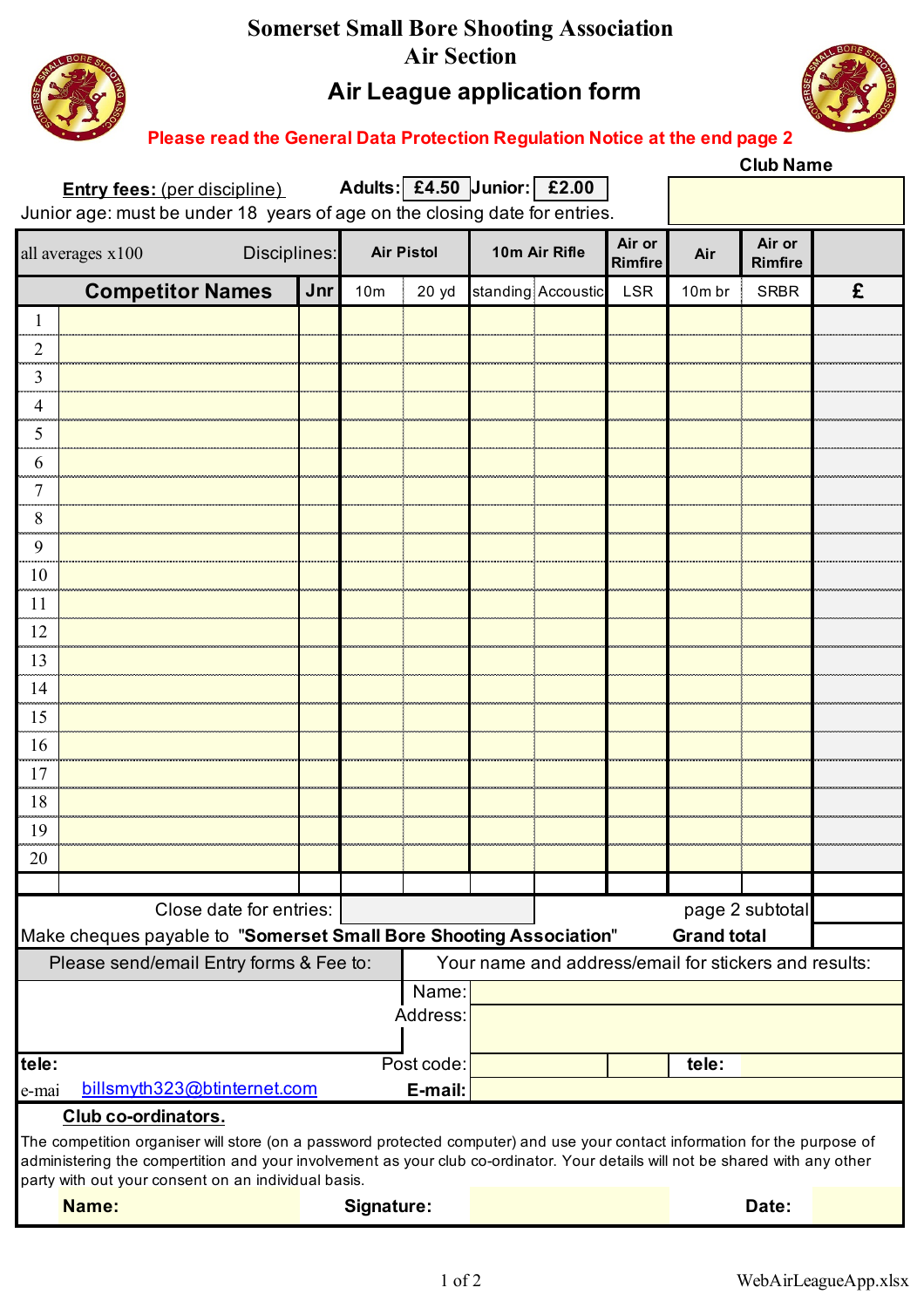# Somerset Small Bore Shooting Association

## Air Section

## Air League application form

**Please read the General Data Protection Regulation Notice at the end page 2**

**Club Name**

**Entry fees:** (per discipline) **Adults:** **£4.50** **Junior:** **£2.00**

Junior age: must be under 18 years of age on the closing date for entries.

| all averages x100 | Disciplines: | | Air Pistol | | 10m Air Rifle | | Air or Rimfire | Air | Air or Rimfire | |
|---|---|---|---|---|---|---|---|---|---|---|
| | **Competitor Names** | **Jnr** | 10m | 20 yd | standing | Accoustic | LSR | 10m br | SRBR | **£** |
| 1 | | | | | | | | | | |
| 2 | | | | | | | | | | |
| 3 | | | | | | | | | | |
| 4 | | | | | | | | | | |
| 5 | | | | | | | | | | |
| 6 | | | | | | | | | | |
| 7 | | | | | | | | | | |
| 8 | | | | | | | | | | |
| 9 | | | | | | | | | | |
| 10 | | | | | | | | | | |
| 11 | | | | | | | | | | |
| 12 | | | | | | | | | | |
| 13 | | | | | | | | | | |
| 14 | | | | | | | | | | |
| 15 | | | | | | | | | | |
| 16 | | | | | | | | | | |
| 17 | | | | | | | | | | |
| 18 | | | | | | | | | | |
| 19 | | | | | | | | | | |
| 20 | | | | | | | | | | |

Close date for entries:

page 2 subtotal

Make cheques payable to **"Somerset Small Bore Shooting Association"**

**Grand total**

Please send/email Entry forms & Fee to:

Your name and address/email for stickers and results:

Name:

Address:

**tele:**

Post code:

**tele:**

e-mai billsmyth323@btinternet.com

**E-mail:**

**Club co-ordinators.**

The competition organiser will store (on a password protected computer) and use your contact information for the purpose of administering the compertition and your involvement as your club co-ordinator. Your details will not be shared with any other party with out your consent on an individual basis.

**Name:** **Signature:** **Date:**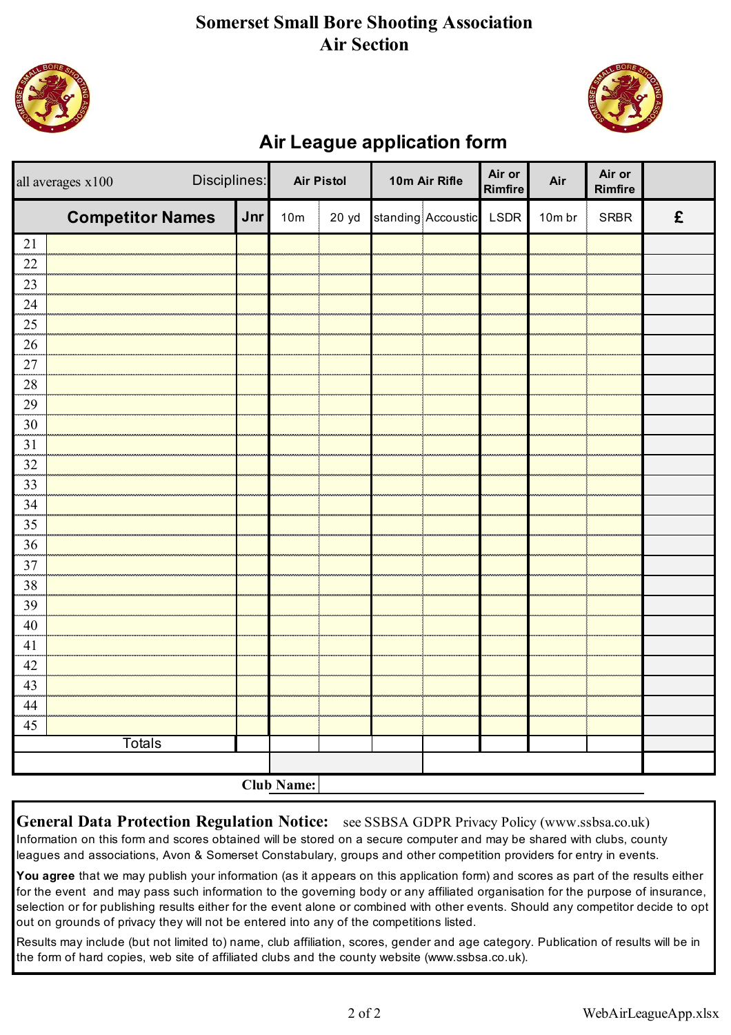# Somerset Small Bore Shooting Association
## Air Section

## Air League application form

| all averages x100 | Disciplines: | | Air Pistol | | 10m Air Rifle | | Air or Rimfire | Air | Air or Rimfire | |
|---|---|---|---|---|---|---|---|---|---|---|
| | Competitor Names | Jnr | 10m | 20 yd | standing | Accoustic | LSDR | 10m br | SRBR | £ |
| 21 | | | | | | | | | | |
| 22 | | | | | | | | | | |
| 23 | | | | | | | | | | |
| 24 | | | | | | | | | | |
| 25 | | | | | | | | | | |
| 26 | | | | | | | | | | |
| 27 | | | | | | | | | | |
| 28 | | | | | | | | | | |
| 29 | | | | | | | | | | |
| 30 | | | | | | | | | | |
| 31 | | | | | | | | | | |
| 32 | | | | | | | | | | |
| 33 | | | | | | | | | | |
| 34 | | | | | | | | | | |
| 35 | | | | | | | | | | |
| 36 | | | | | | | | | | |
| 37 | | | | | | | | | | |
| 38 | | | | | | | | | | |
| 39 | | | | | | | | | | |
| 40 | | | | | | | | | | |
| 41 | | | | | | | | | | |
| 42 | | | | | | | | | | |
| 43 | | | | | | | | | | |
| 44 | | | | | | | | | | |
| 45 | | | | | | | | | | |
| | Totals | | | | | | | | | |

**Club Name:**

**General Data Protection Regulation Notice:** see SSBSA GDPR Privacy Policy (www.ssbsa.co.uk)

Information on this form and scores obtained will be stored on a secure computer and may be shared with clubs, county leagues and associations, Avon & Somerset Constabulary, groups and other competition providers for entry in events.

**You agree** that we may publish your information (as it appears on this application form) and scores as part of the results either for the event and may pass such information to the governing body or any affiliated organisation for the purpose of insurance, selection or for publishing results either for the event alone or combined with other events. Should any competitor decide to opt out on grounds of privacy they will not be entered into any of the competitions listed.

Results may include (but not limited to) name, club affiliation, scores, gender and age category. Publication of results will be in the form of hard copies, web site of affiliated clubs and the county website (www.ssbsa.co.uk).